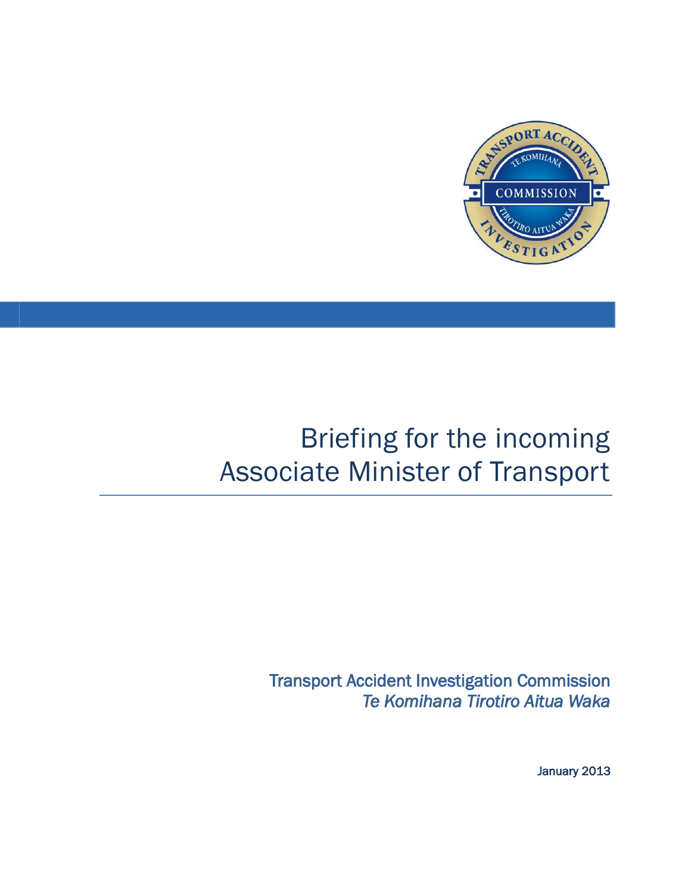# Briefing for the incoming Associate Minister of Transport

Transport Accident Investigation Commission
*Te Komihana Tirotiro Aitua Waka*

January 2013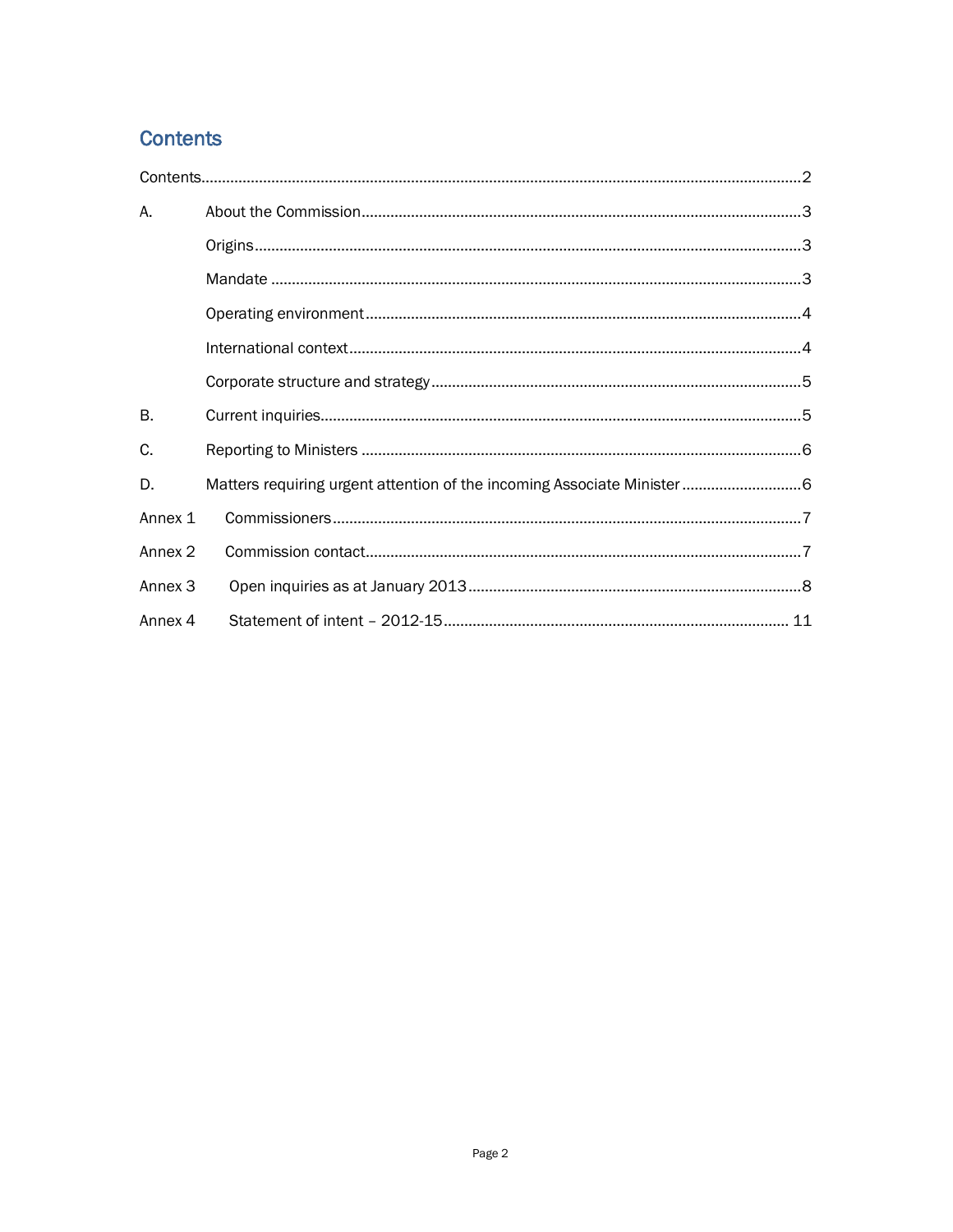## Contents

| | | |
|---|---|---|
| Contents | | 2 |
| A. | About the Commission | 3 |
| | Origins | 3 |
| | Mandate | 3 |
| | Operating environment | 4 |
| | International context | 4 |
| | Corporate structure and strategy | 5 |
| B. | Current inquiries | 5 |
| C. | Reporting to Ministers | 6 |
| D. | Matters requiring urgent attention of the incoming Associate Minister | 6 |
| Annex 1 | Commissioners | 7 |
| Annex 2 | Commission contact | 7 |
| Annex 3 | Open inquiries as at January 2013 | 8 |
| Annex 4 | Statement of intent – 2012-15 | 11 |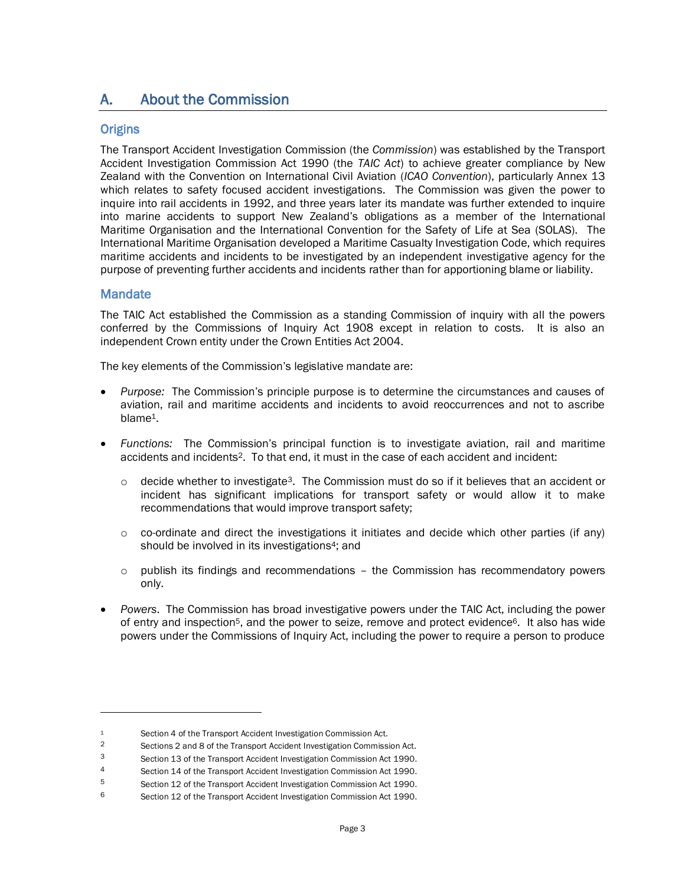## A. About the Commission

### Origins

The Transport Accident Investigation Commission (the *Commission*) was established by the Transport Accident Investigation Commission Act 1990 (the *TAIC Act*) to achieve greater compliance by New Zealand with the Convention on International Civil Aviation (*ICAO Convention*), particularly Annex 13 which relates to safety focused accident investigations. The Commission was given the power to inquire into rail accidents in 1992, and three years later its mandate was further extended to inquire into marine accidents to support New Zealand's obligations as a member of the International Maritime Organisation and the International Convention for the Safety of Life at Sea (SOLAS). The International Maritime Organisation developed a Maritime Casualty Investigation Code, which requires maritime accidents and incidents to be investigated by an independent investigative agency for the purpose of preventing further accidents and incidents rather than for apportioning blame or liability.

### Mandate

The TAIC Act established the Commission as a standing Commission of inquiry with all the powers conferred by the Commissions of Inquiry Act 1908 except in relation to costs. It is also an independent Crown entity under the Crown Entities Act 2004.

The key elements of the Commission's legislative mandate are:

- *Purpose:* The Commission's principle purpose is to determine the circumstances and causes of aviation, rail and maritime accidents and incidents to avoid reoccurrences and not to ascribe blame[1].
- *Functions:* The Commission's principal function is to investigate aviation, rail and maritime accidents and incidents[2]. To that end, it must in the case of each accident and incident:
    - decide whether to investigate[3]. The Commission must do so if it believes that an accident or incident has significant implications for transport safety or would allow it to make recommendations that would improve transport safety;
    - co-ordinate and direct the investigations it initiates and decide which other parties (if any) should be involved in its investigations[4]; and
    - publish its findings and recommendations – the Commission has recommendatory powers only.
- *Powers*. The Commission has broad investigative powers under the TAIC Act, including the power of entry and inspection[5], and the power to seize, remove and protect evidence[6]. It also has wide powers under the Commissions of Inquiry Act, including the power to require a person to produce

---

1 Section 4 of the Transport Accident Investigation Commission Act.

2 Sections 2 and 8 of the Transport Accident Investigation Commission Act.

3 Section 13 of the Transport Accident Investigation Commission Act 1990.

4 Section 14 of the Transport Accident Investigation Commission Act 1990.

5 Section 12 of the Transport Accident Investigation Commission Act 1990.

6 Section 12 of the Transport Accident Investigation Commission Act 1990.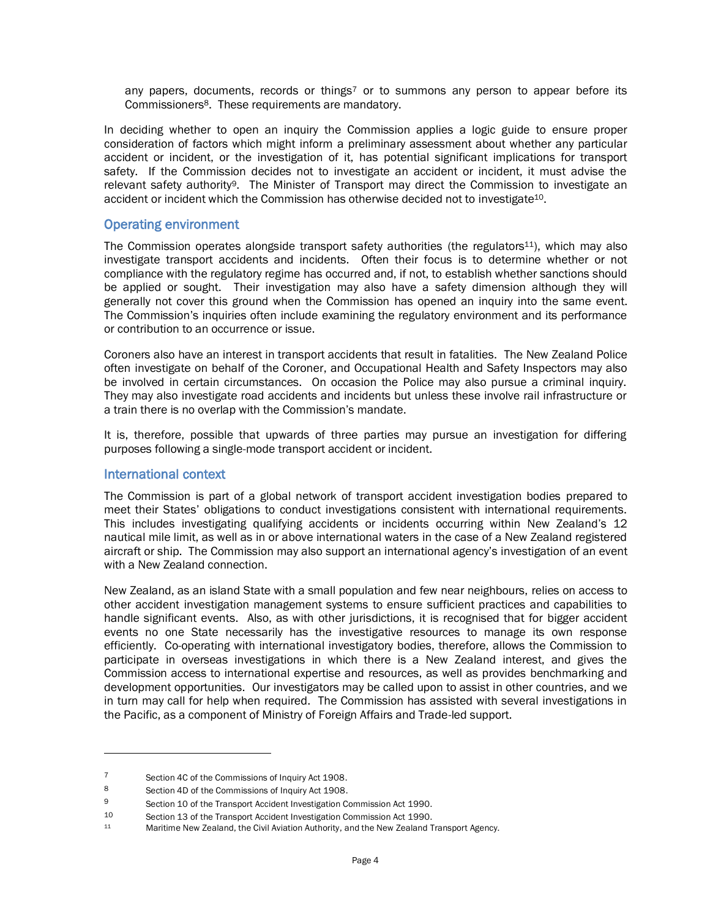any papers, documents, records or things[7] or to summons any person to appear before its Commissioners[8]. These requirements are mandatory.

In deciding whether to open an inquiry the Commission applies a logic guide to ensure proper consideration of factors which might inform a preliminary assessment about whether any particular accident or incident, or the investigation of it, has potential significant implications for transport safety. If the Commission decides not to investigate an accident or incident, it must advise the relevant safety authority[9]. The Minister of Transport may direct the Commission to investigate an accident or incident which the Commission has otherwise decided not to investigate[10].

## Operating environment

The Commission operates alongside transport safety authorities (the regulators[11]), which may also investigate transport accidents and incidents. Often their focus is to determine whether or not compliance with the regulatory regime has occurred and, if not, to establish whether sanctions should be applied or sought. Their investigation may also have a safety dimension although they will generally not cover this ground when the Commission has opened an inquiry into the same event. The Commission's inquiries often include examining the regulatory environment and its performance or contribution to an occurrence or issue.

Coroners also have an interest in transport accidents that result in fatalities. The New Zealand Police often investigate on behalf of the Coroner, and Occupational Health and Safety Inspectors may also be involved in certain circumstances. On occasion the Police may also pursue a criminal inquiry. They may also investigate road accidents and incidents but unless these involve rail infrastructure or a train there is no overlap with the Commission's mandate.

It is, therefore, possible that upwards of three parties may pursue an investigation for differing purposes following a single-mode transport accident or incident.

## International context

The Commission is part of a global network of transport accident investigation bodies prepared to meet their States' obligations to conduct investigations consistent with international requirements. This includes investigating qualifying accidents or incidents occurring within New Zealand's 12 nautical mile limit, as well as in or above international waters in the case of a New Zealand registered aircraft or ship. The Commission may also support an international agency's investigation of an event with a New Zealand connection.

New Zealand, as an island State with a small population and few near neighbours, relies on access to other accident investigation management systems to ensure sufficient practices and capabilities to handle significant events. Also, as with other jurisdictions, it is recognised that for bigger accident events no one State necessarily has the investigative resources to manage its own response efficiently. Co-operating with international investigatory bodies, therefore, allows the Commission to participate in overseas investigations in which there is a New Zealand interest, and gives the Commission access to international expertise and resources, as well as provides benchmarking and development opportunities. Our investigators may be called upon to assist in other countries, and we in turn may call for help when required. The Commission has assisted with several investigations in the Pacific, as a component of Ministry of Foreign Affairs and Trade-led support.

---

[7] Section 4C of the Commissions of Inquiry Act 1908.

[8] Section 4D of the Commissions of Inquiry Act 1908.

[9] Section 10 of the Transport Accident Investigation Commission Act 1990.

[10] Section 13 of the Transport Accident Investigation Commission Act 1990.

[11] Maritime New Zealand, the Civil Aviation Authority, and the New Zealand Transport Agency.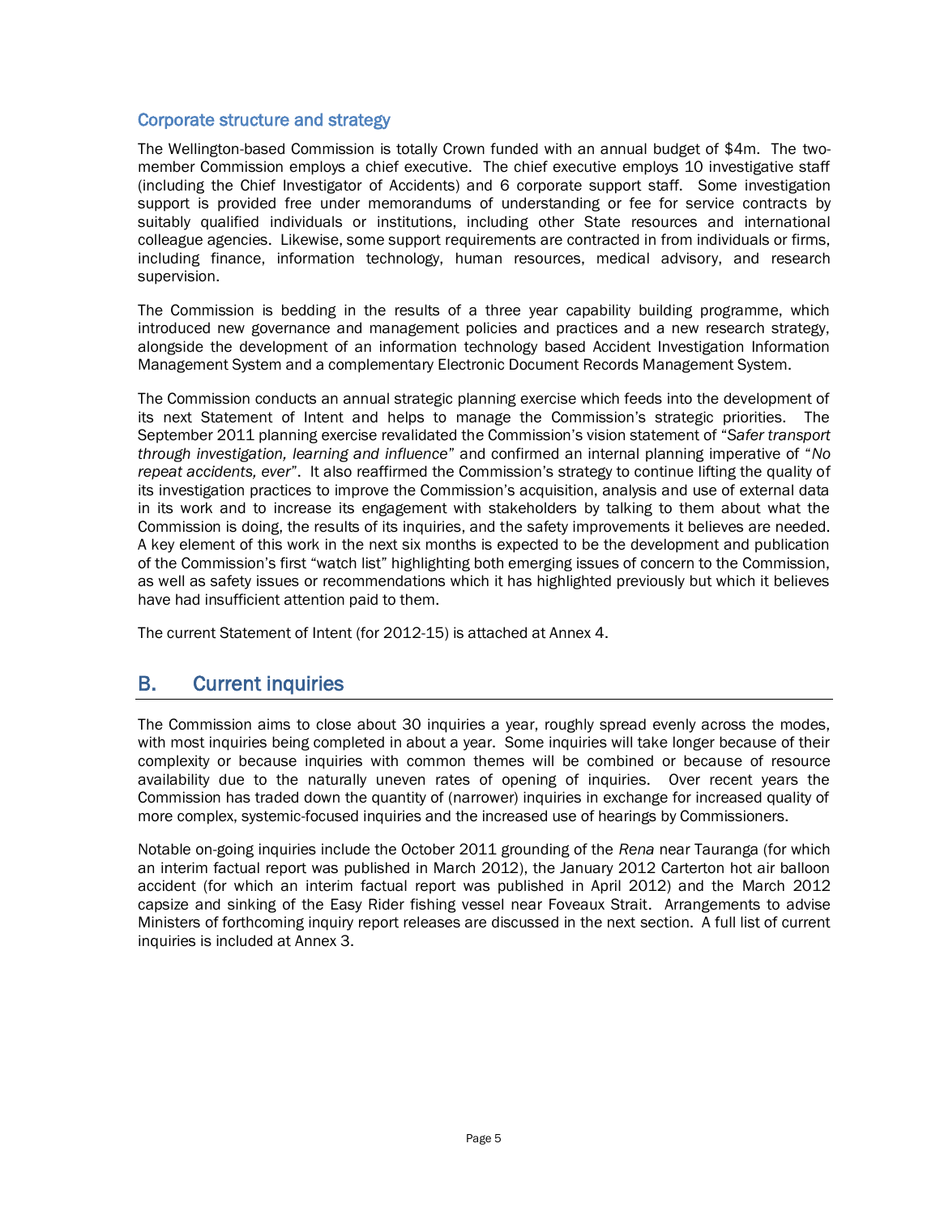### Corporate structure and strategy

The Wellington-based Commission is totally Crown funded with an annual budget of $4m. The two-member Commission employs a chief executive. The chief executive employs 10 investigative staff (including the Chief Investigator of Accidents) and 6 corporate support staff. Some investigation support is provided free under memorandums of understanding or fee for service contracts by suitably qualified individuals or institutions, including other State resources and international colleague agencies. Likewise, some support requirements are contracted in from individuals or firms, including finance, information technology, human resources, medical advisory, and research supervision.

The Commission is bedding in the results of a three year capability building programme, which introduced new governance and management policies and practices and a new research strategy, alongside the development of an information technology based Accident Investigation Information Management System and a complementary Electronic Document Records Management System.

The Commission conducts an annual strategic planning exercise which feeds into the development of its next Statement of Intent and helps to manage the Commission's strategic priorities. The September 2011 planning exercise revalidated the Commission's vision statement of "*Safer transport through investigation, learning and influence*" and confirmed an internal planning imperative of "*No repeat accidents, ever*". It also reaffirmed the Commission's strategy to continue lifting the quality of its investigation practices to improve the Commission's acquisition, analysis and use of external data in its work and to increase its engagement with stakeholders by talking to them about what the Commission is doing, the results of its inquiries, and the safety improvements it believes are needed. A key element of this work in the next six months is expected to be the development and publication of the Commission's first "watch list" highlighting both emerging issues of concern to the Commission, as well as safety issues or recommendations which it has highlighted previously but which it believes have had insufficient attention paid to them.

The current Statement of Intent (for 2012-15) is attached at Annex 4.

## B. Current inquiries

The Commission aims to close about 30 inquiries a year, roughly spread evenly across the modes, with most inquiries being completed in about a year. Some inquiries will take longer because of their complexity or because inquiries with common themes will be combined or because of resource availability due to the naturally uneven rates of opening of inquiries. Over recent years the Commission has traded down the quantity of (narrower) inquiries in exchange for increased quality of more complex, systemic-focused inquiries and the increased use of hearings by Commissioners.

Notable on-going inquiries include the October 2011 grounding of the *Rena* near Tauranga (for which an interim factual report was published in March 2012), the January 2012 Carterton hot air balloon accident (for which an interim factual report was published in April 2012) and the March 2012 capsize and sinking of the Easy Rider fishing vessel near Foveaux Strait. Arrangements to advise Ministers of forthcoming inquiry report releases are discussed in the next section. A full list of current inquiries is included at Annex 3.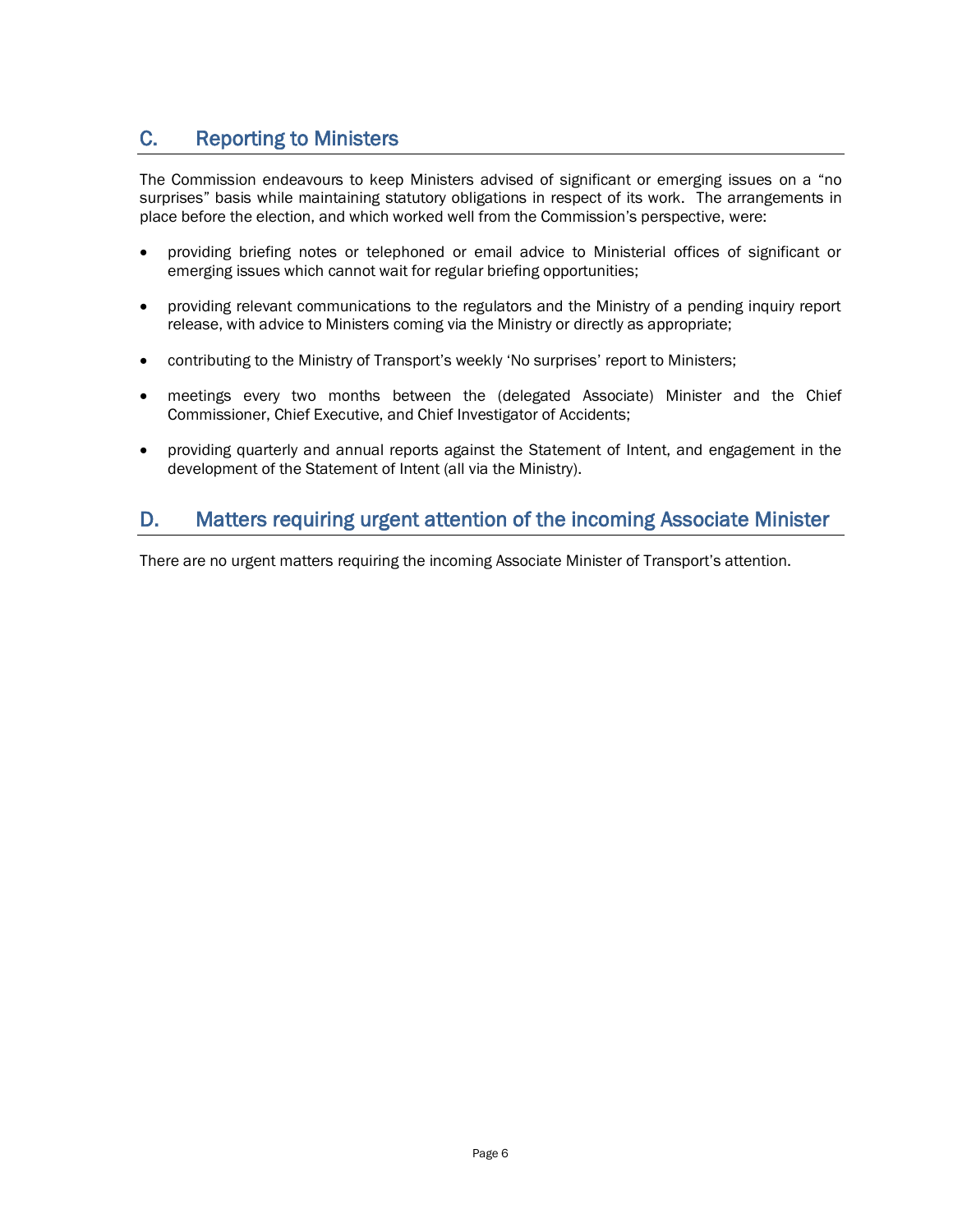## C. Reporting to Ministers

The Commission endeavours to keep Ministers advised of significant or emerging issues on a "no surprises" basis while maintaining statutory obligations in respect of its work. The arrangements in place before the election, and which worked well from the Commission's perspective, were:

- providing briefing notes or telephoned or email advice to Ministerial offices of significant or emerging issues which cannot wait for regular briefing opportunities;
- providing relevant communications to the regulators and the Ministry of a pending inquiry report release, with advice to Ministers coming via the Ministry or directly as appropriate;
- contributing to the Ministry of Transport's weekly 'No surprises' report to Ministers;
- meetings every two months between the (delegated Associate) Minister and the Chief Commissioner, Chief Executive, and Chief Investigator of Accidents;
- providing quarterly and annual reports against the Statement of Intent, and engagement in the development of the Statement of Intent (all via the Ministry).

## D. Matters requiring urgent attention of the incoming Associate Minister

There are no urgent matters requiring the incoming Associate Minister of Transport's attention.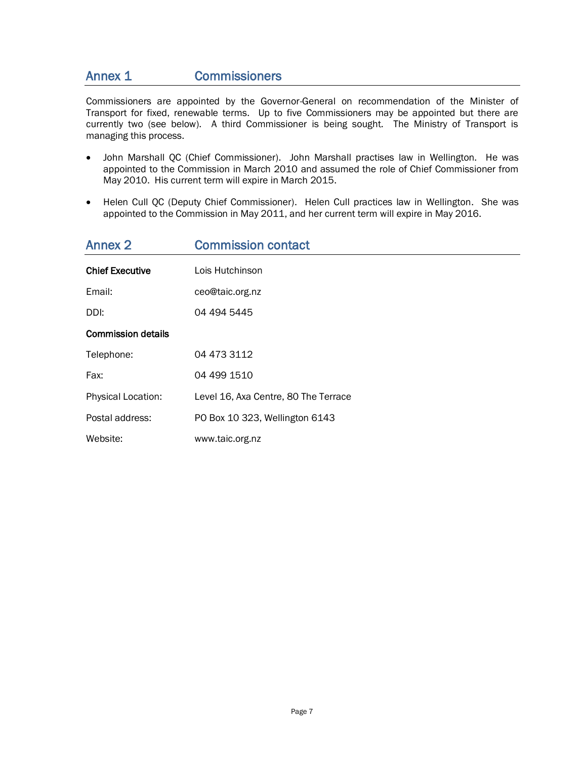## Annex 1 Commissioners

Commissioners are appointed by the Governor-General on recommendation of the Minister of Transport for fixed, renewable terms. Up to five Commissioners may be appointed but there are currently two (see below). A third Commissioner is being sought. The Ministry of Transport is managing this process.

- John Marshall QC (Chief Commissioner). John Marshall practises law in Wellington. He was appointed to the Commission in March 2010 and assumed the role of Chief Commissioner from May 2010. His current term will expire in March 2015.
- Helen Cull QC (Deputy Chief Commissioner). Helen Cull practices law in Wellington. She was appointed to the Commission in May 2011, and her current term will expire in May 2016.

## Annex 2 Commission contact

**Chief Executive** Lois Hutchinson

Email: ceo@taic.org.nz

DDI: 04 494 5445

**Commission details**

Telephone: 04 473 3112

Fax: 04 499 1510

Physical Location: Level 16, Axa Centre, 80 The Terrace

Postal address: PO Box 10 323, Wellington 6143

Website: www.taic.org.nz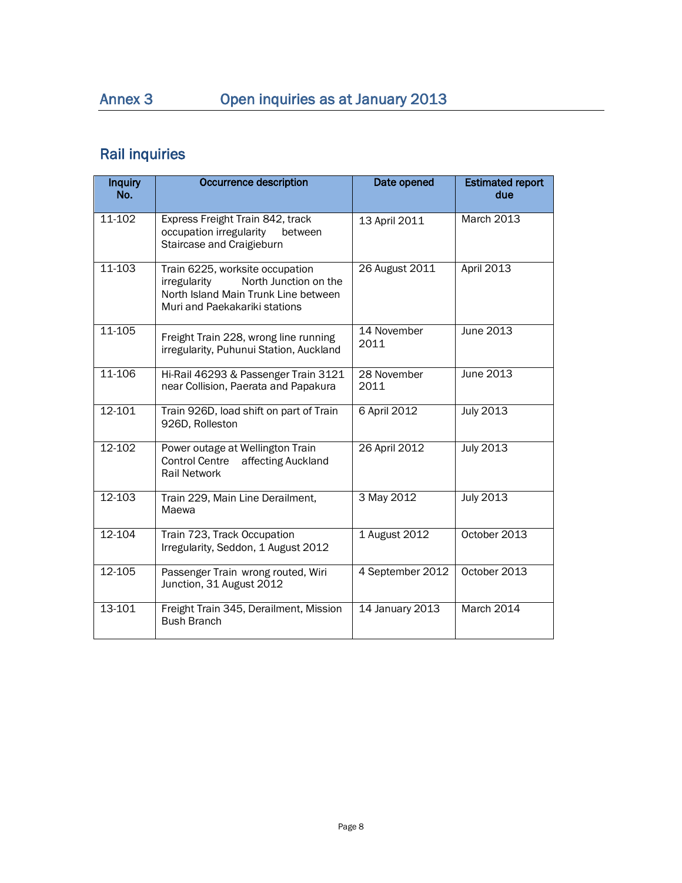## Annex 3 Open inquiries as at January 2013

### Rail inquiries

| Inquiry No. | Occurrence description | Date opened | Estimated report due |
|---|---|---|---|
| 11-102 | Express Freight Train 842, track occupation irregularity between Staircase and Craigieburn | 13 April 2011 | March 2013 |
| 11-103 | Train 6225, worksite occupation irregularity North Junction on the North Island Main Trunk Line between Muri and Paekakariki stations | 26 August 2011 | April 2013 |
| 11-105 | Freight Train 228, wrong line running irregularity, Puhunui Station, Auckland | 14 November 2011 | June 2013 |
| 11-106 | Hi-Rail 46293 & Passenger Train 3121 near Collision, Paerata and Papakura | 28 November 2011 | June 2013 |
| 12-101 | Train 926D, load shift on part of Train 926D, Rolleston | 6 April 2012 | July 2013 |
| 12-102 | Power outage at Wellington Train Control Centre affecting Auckland Rail Network | 26 April 2012 | July 2013 |
| 12-103 | Train 229, Main Line Derailment, Maewa | 3 May 2012 | July 2013 |
| 12-104 | Train 723, Track Occupation Irregularity, Seddon, 1 August 2012 | 1 August 2012 | October 2013 |
| 12-105 | Passenger Train wrong routed, Wiri Junction, 31 August 2012 | 4 September 2012 | October 2013 |
| 13-101 | Freight Train 345, Derailment, Mission Bush Branch | 14 January 2013 | March 2014 |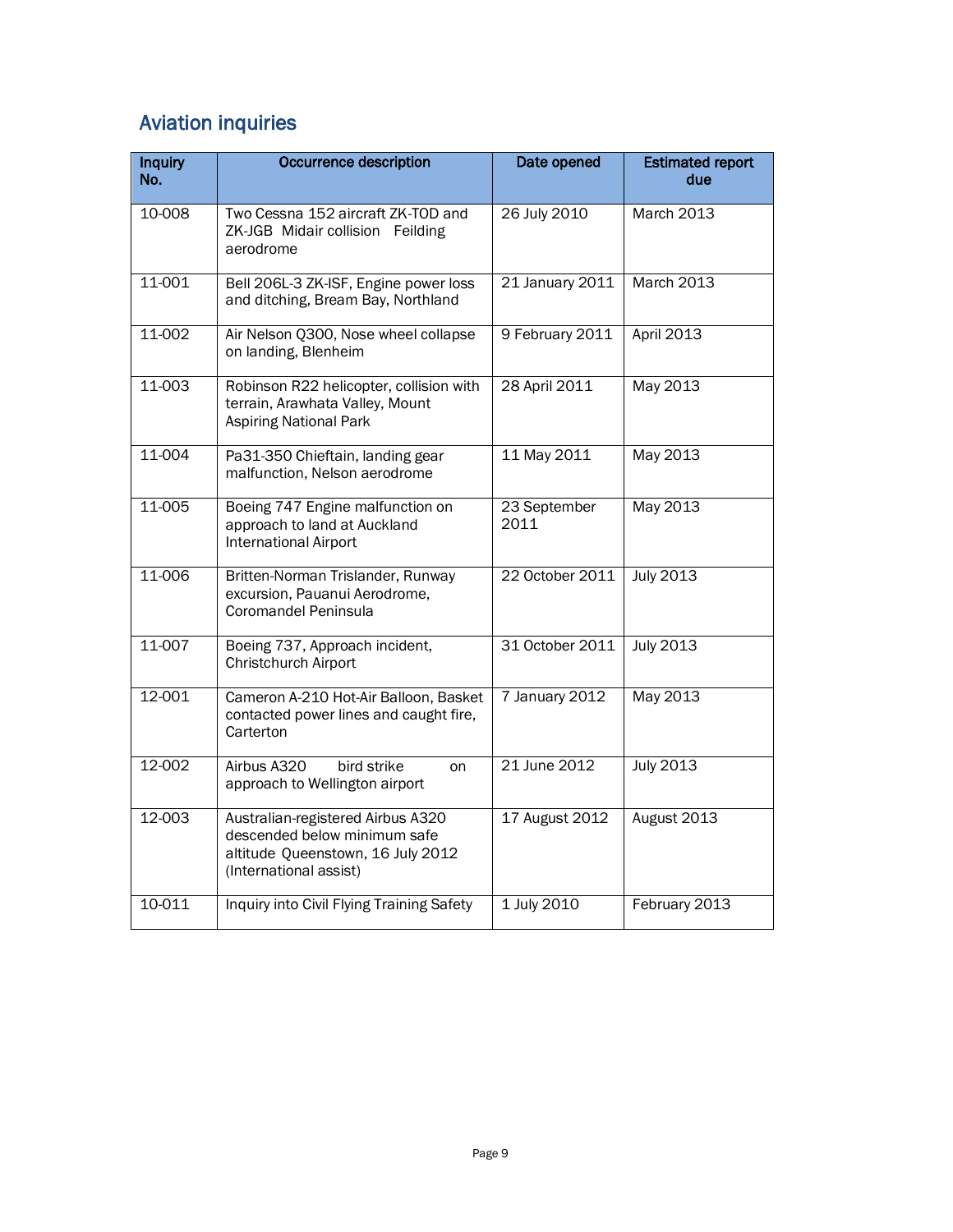## Aviation inquiries

| Inquiry No. | Occurrence description | Date opened | Estimated report due |
|---|---|---|---|
| 10-008 | Two Cessna 152 aircraft ZK-TOD and ZK-JGB Midair collision Feilding aerodrome | 26 July 2010 | March 2013 |
| 11-001 | Bell 206L-3 ZK-ISF, Engine power loss and ditching, Bream Bay, Northland | 21 January 2011 | March 2013 |
| 11-002 | Air Nelson Q300, Nose wheel collapse on landing, Blenheim | 9 February 2011 | April 2013 |
| 11-003 | Robinson R22 helicopter, collision with terrain, Arawhata Valley, Mount Aspiring National Park | 28 April 2011 | May 2013 |
| 11-004 | Pa31-350 Chieftain, landing gear malfunction, Nelson aerodrome | 11 May 2011 | May 2013 |
| 11-005 | Boeing 747 Engine malfunction on approach to land at Auckland International Airport | 23 September 2011 | May 2013 |
| 11-006 | Britten-Norman Trislander, Runway excursion, Pauanui Aerodrome, Coromandel Peninsula | 22 October 2011 | July 2013 |
| 11-007 | Boeing 737, Approach incident, Christchurch Airport | 31 October 2011 | July 2013 |
| 12-001 | Cameron A-210 Hot-Air Balloon, Basket contacted power lines and caught fire, Carterton | 7 January 2012 | May 2013 |
| 12-002 | Airbus A320 bird strike on approach to Wellington airport | 21 June 2012 | July 2013 |
| 12-003 | Australian-registered Airbus A320 descended below minimum safe altitude Queenstown, 16 July 2012 (International assist) | 17 August 2012 | August 2013 |
| 10-011 | Inquiry into Civil Flying Training Safety | 1 July 2010 | February 2013 |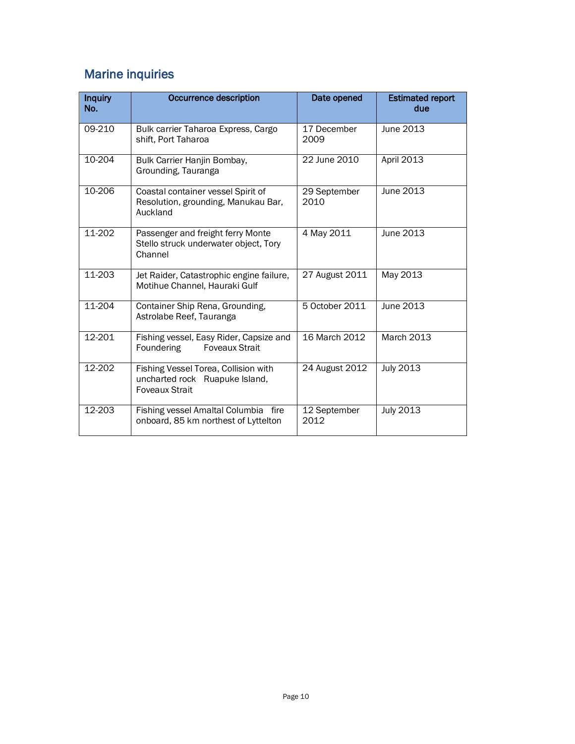## Marine inquiries

| Inquiry No. | Occurrence description | Date opened | Estimated report due |
|---|---|---|---|
| 09-210 | Bulk carrier Taharoa Express, Cargo shift, Port Taharoa | 17 December 2009 | June 2013 |
| 10-204 | Bulk Carrier Hanjin Bombay, Grounding, Tauranga | 22 June 2010 | April 2013 |
| 10-206 | Coastal container vessel Spirit of Resolution, grounding, Manukau Bar, Auckland | 29 September 2010 | June 2013 |
| 11-202 | Passenger and freight ferry Monte Stello struck underwater object, Tory Channel | 4 May 2011 | June 2013 |
| 11-203 | Jet Raider, Catastrophic engine failure, Motihue Channel, Hauraki Gulf | 27 August 2011 | May 2013 |
| 11-204 | Container Ship Rena, Grounding, Astrolabe Reef, Tauranga | 5 October 2011 | June 2013 |
| 12-201 | Fishing vessel, Easy Rider, Capsize and Foundering Foveaux Strait | 16 March 2012 | March 2013 |
| 12-202 | Fishing Vessel Torea, Collision with uncharted rock Ruapuke Island, Foveaux Strait | 24 August 2012 | July 2013 |
| 12-203 | Fishing vessel Amaltal Columbia fire onboard, 85 km northest of Lyttelton | 12 September 2012 | July 2013 |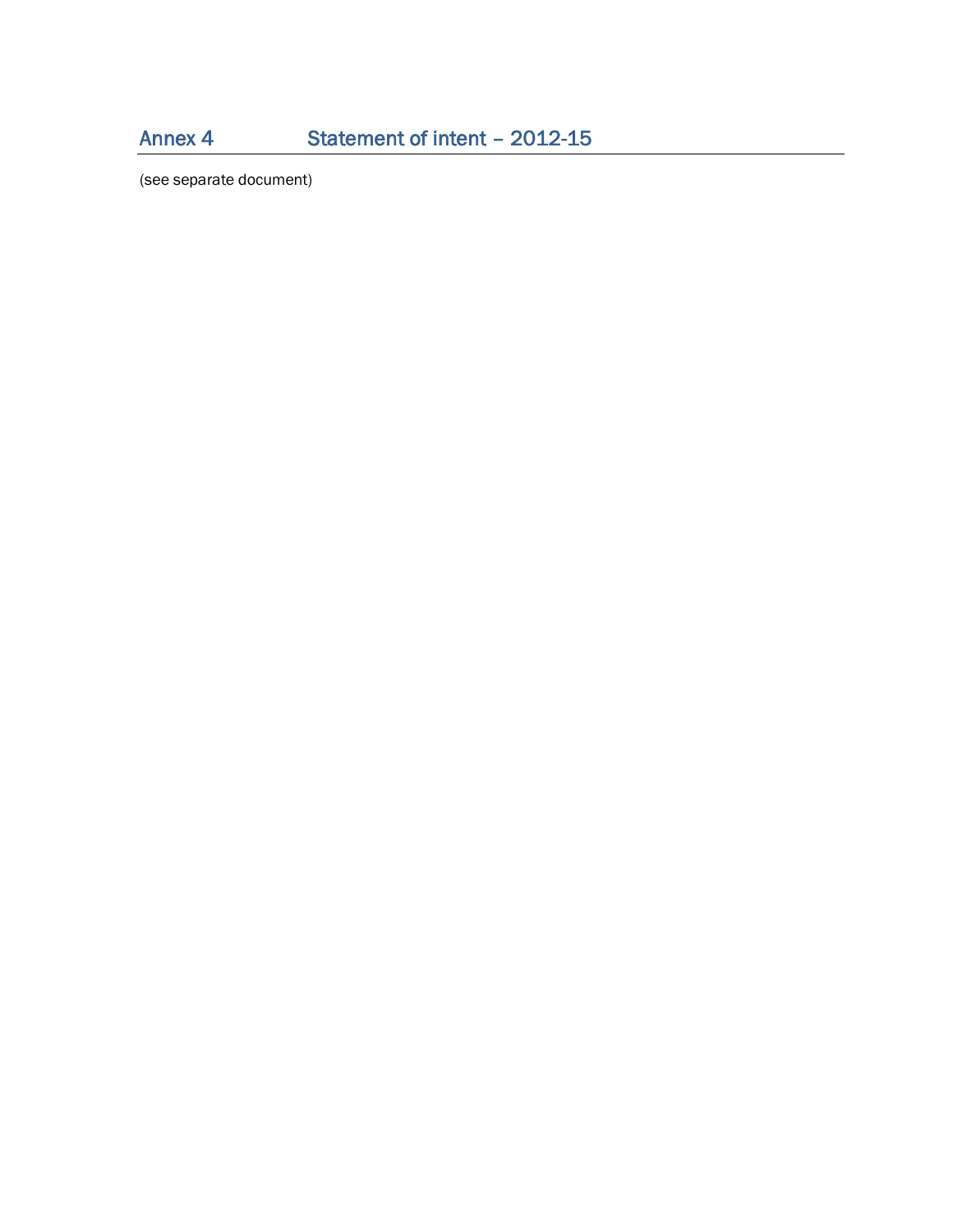## Annex 4 Statement of intent – 2012-15

(see separate document)